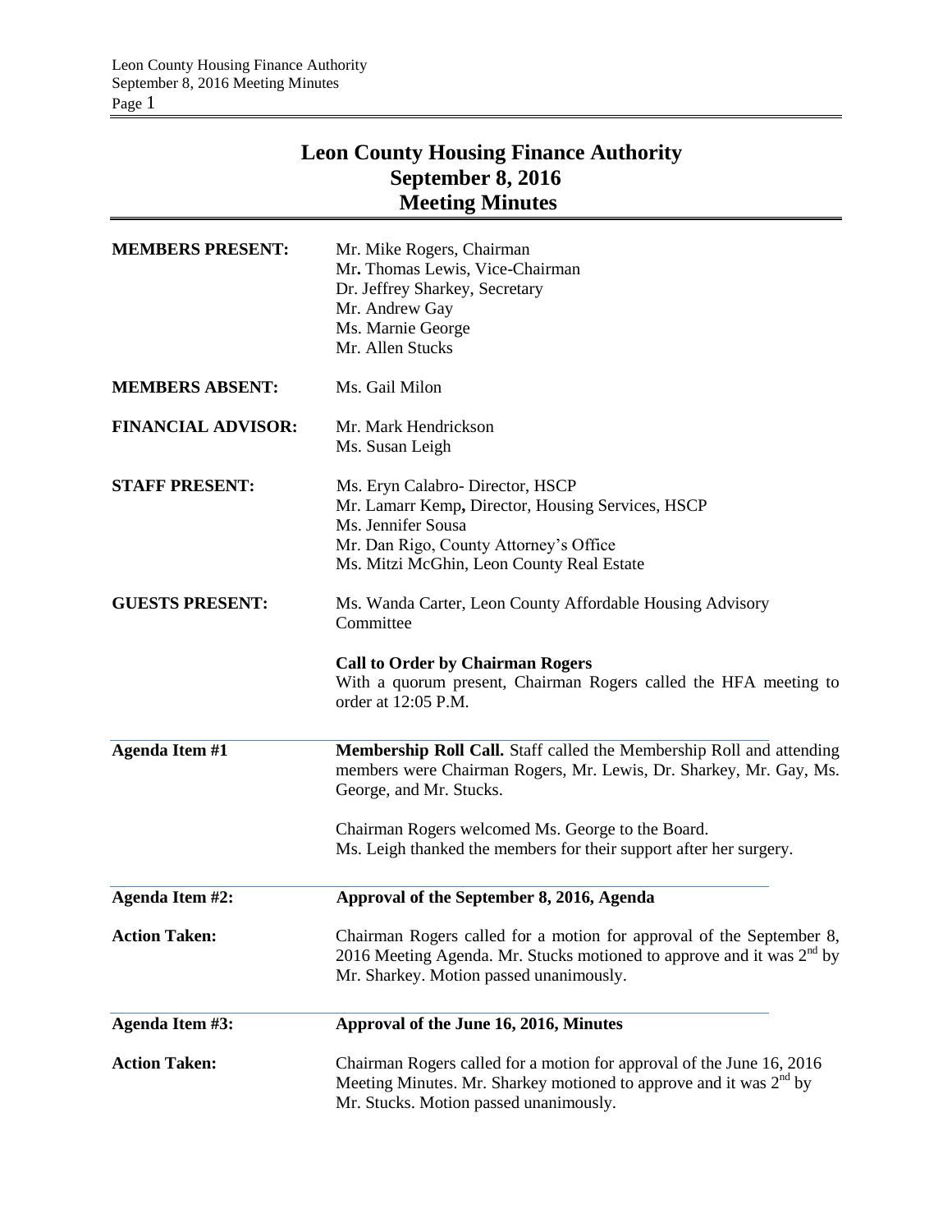# Leon County Housing Finance Authority
## September 8, 2016
## Meeting Minutes

**MEMBERS PRESENT:** Mr. Mike Rogers, Chairman
Mr**.** Thomas Lewis, Vice-Chairman
Dr. Jeffrey Sharkey, Secretary
Mr. Andrew Gay
Ms. Marnie George
Mr. Allen Stucks

**MEMBERS ABSENT:** Ms. Gail Milon

**FINANCIAL ADVISOR:** Mr. Mark Hendrickson
Ms. Susan Leigh

**STAFF PRESENT:** Ms. Eryn Calabro- Director, HSCP
Mr. Lamarr Kemp**,** Director, Housing Services, HSCP
Ms. Jennifer Sousa
Mr. Dan Rigo, County Attorney's Office
Ms. Mitzi McGhin, Leon County Real Estate

**GUESTS PRESENT:** Ms. Wanda Carter, Leon County Affordable Housing Advisory Committee

**Call to Order by Chairman Rogers**
With a quorum present, Chairman Rogers called the HFA meeting to order at 12:05 P.M.

**Agenda Item #1** **Membership Roll Call.** Staff called the Membership Roll and attending members were Chairman Rogers, Mr. Lewis, Dr. Sharkey, Mr. Gay, Ms. George, and Mr. Stucks.

Chairman Rogers welcomed Ms. George to the Board.
Ms. Leigh thanked the members for their support after her surgery.

**Agenda Item #2:** **Approval of the September 8, 2016, Agenda**

**Action Taken:** Chairman Rogers called for a motion for approval of the September 8, 2016 Meeting Agenda. Mr. Stucks motioned to approve and it was 2nd by Mr. Sharkey. Motion passed unanimously.

**Agenda Item #3:** **Approval of the June 16, 2016, Minutes**

**Action Taken:** Chairman Rogers called for a motion for approval of the June 16, 2016 Meeting Minutes. Mr. Sharkey motioned to approve and it was 2nd by Mr. Stucks. Motion passed unanimously.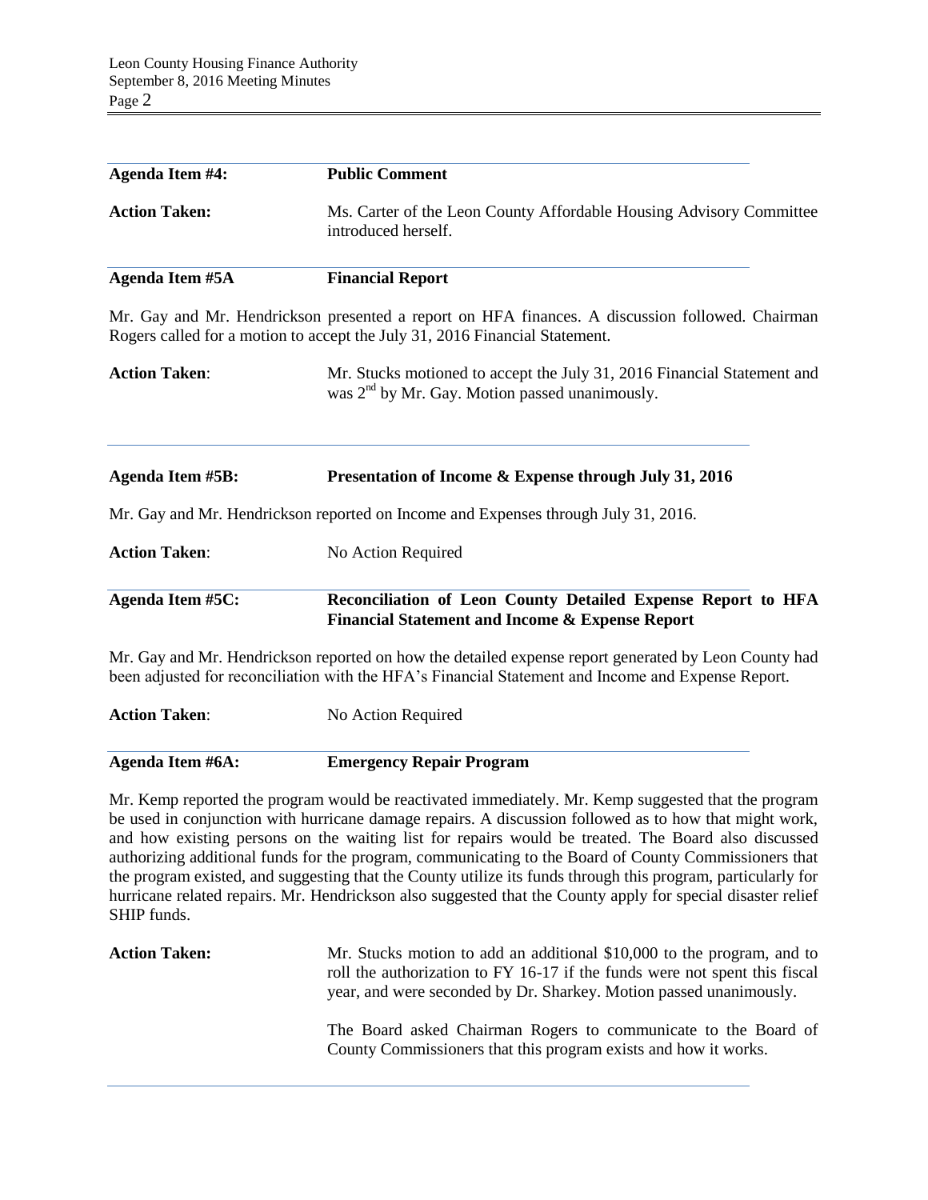**Agenda Item #4:** **Public Comment**

**Action Taken:** Ms. Carter of the Leon County Affordable Housing Advisory Committee introduced herself.

**Agenda Item #5A** **Financial Report**

Mr. Gay and Mr. Hendrickson presented a report on HFA finances. A discussion followed. Chairman Rogers called for a motion to accept the July 31, 2016 Financial Statement.

**Action Taken**: Mr. Stucks motioned to accept the July 31, 2016 Financial Statement and was 2nd by Mr. Gay. Motion passed unanimously.

**Agenda Item #5B:** **Presentation of Income & Expense through July 31, 2016**

Mr. Gay and Mr. Hendrickson reported on Income and Expenses through July 31, 2016.

**Action Taken**: No Action Required

**Agenda Item #5C:** **Reconciliation of Leon County Detailed Expense Report to HFA Financial Statement and Income & Expense Report**

Mr. Gay and Mr. Hendrickson reported on how the detailed expense report generated by Leon County had been adjusted for reconciliation with the HFA's Financial Statement and Income and Expense Report.

**Action Taken**: No Action Required

**Agenda Item #6A:** **Emergency Repair Program**

Mr. Kemp reported the program would be reactivated immediately. Mr. Kemp suggested that the program be used in conjunction with hurricane damage repairs. A discussion followed as to how that might work, and how existing persons on the waiting list for repairs would be treated. The Board also discussed authorizing additional funds for the program, communicating to the Board of County Commissioners that the program existed, and suggesting that the County utilize its funds through this program, particularly for hurricane related repairs. Mr. Hendrickson also suggested that the County apply for special disaster relief SHIP funds.

**Action Taken:** Mr. Stucks motion to add an additional $10,000 to the program, and to roll the authorization to FY 16-17 if the funds were not spent this fiscal year, and were seconded by Dr. Sharkey. Motion passed unanimously.

The Board asked Chairman Rogers to communicate to the Board of County Commissioners that this program exists and how it works.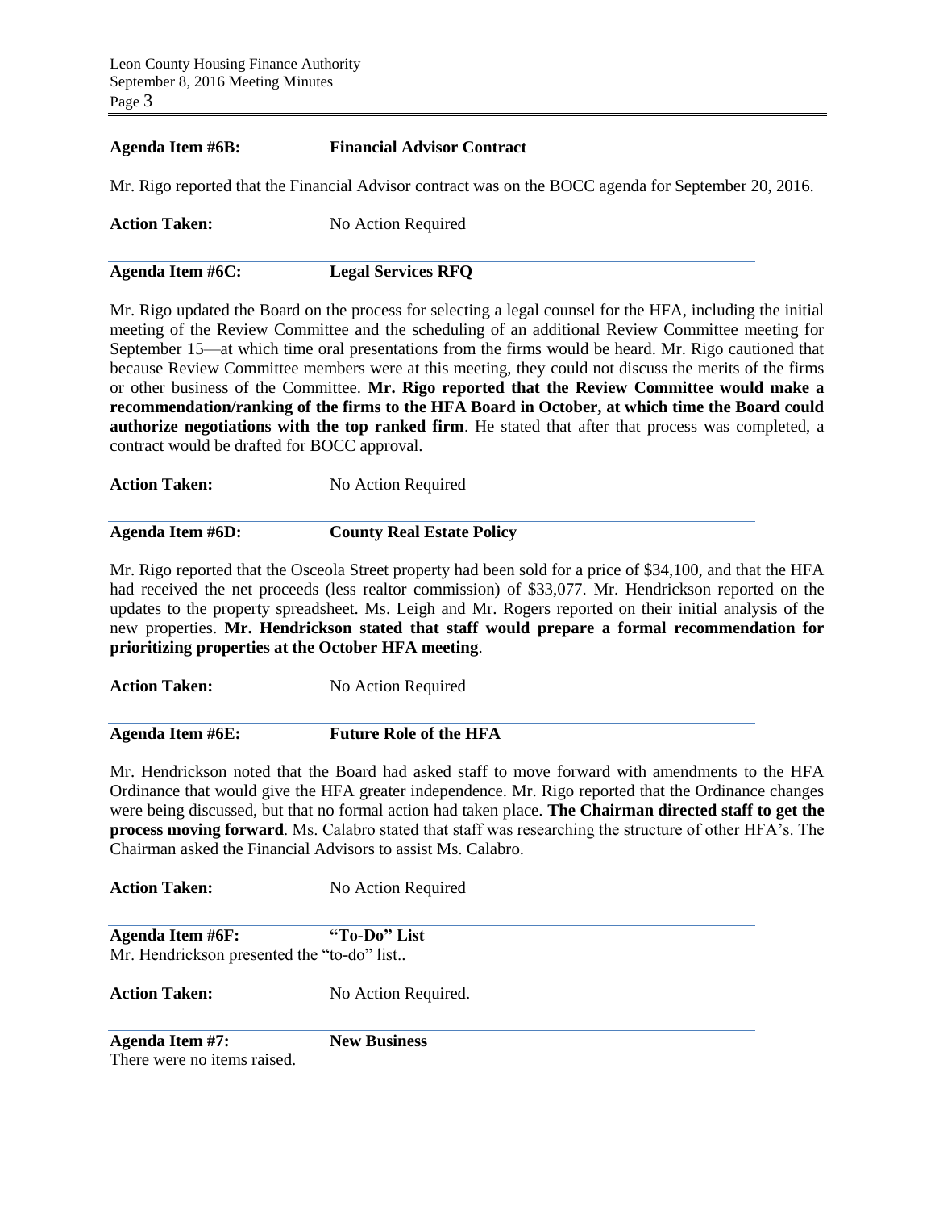**Agenda Item #6B: Financial Advisor Contract**

Mr. Rigo reported that the Financial Advisor contract was on the BOCC agenda for September 20, 2016.

**Action Taken:** No Action Required

**Agenda Item #6C: Legal Services RFQ**

Mr. Rigo updated the Board on the process for selecting a legal counsel for the HFA, including the initial meeting of the Review Committee and the scheduling of an additional Review Committee meeting for September 15—at which time oral presentations from the firms would be heard. Mr. Rigo cautioned that because Review Committee members were at this meeting, they could not discuss the merits of the firms or other business of the Committee. **Mr. Rigo reported that the Review Committee would make a recommendation/ranking of the firms to the HFA Board in October, at which time the Board could authorize negotiations with the top ranked firm**. He stated that after that process was completed, a contract would be drafted for BOCC approval.

**Action Taken:** No Action Required

**Agenda Item #6D: County Real Estate Policy**

Mr. Rigo reported that the Osceola Street property had been sold for a price of $34,100, and that the HFA had received the net proceeds (less realtor commission) of $33,077. Mr. Hendrickson reported on the updates to the property spreadsheet. Ms. Leigh and Mr. Rogers reported on their initial analysis of the new properties. **Mr. Hendrickson stated that staff would prepare a formal recommendation for prioritizing properties at the October HFA meeting**.

**Action Taken:** No Action Required

**Agenda Item #6E: Future Role of the HFA**

Mr. Hendrickson noted that the Board had asked staff to move forward with amendments to the HFA Ordinance that would give the HFA greater independence. Mr. Rigo reported that the Ordinance changes were being discussed, but that no formal action had taken place. **The Chairman directed staff to get the process moving forward**. Ms. Calabro stated that staff was researching the structure of other HFA's. The Chairman asked the Financial Advisors to assist Ms. Calabro.

**Action Taken:** No Action Required

**Agenda Item #6F: "To-Do" List**

Mr. Hendrickson presented the "to-do" list..

**Action Taken:** No Action Required.

**Agenda Item #7: New Business**

There were no items raised.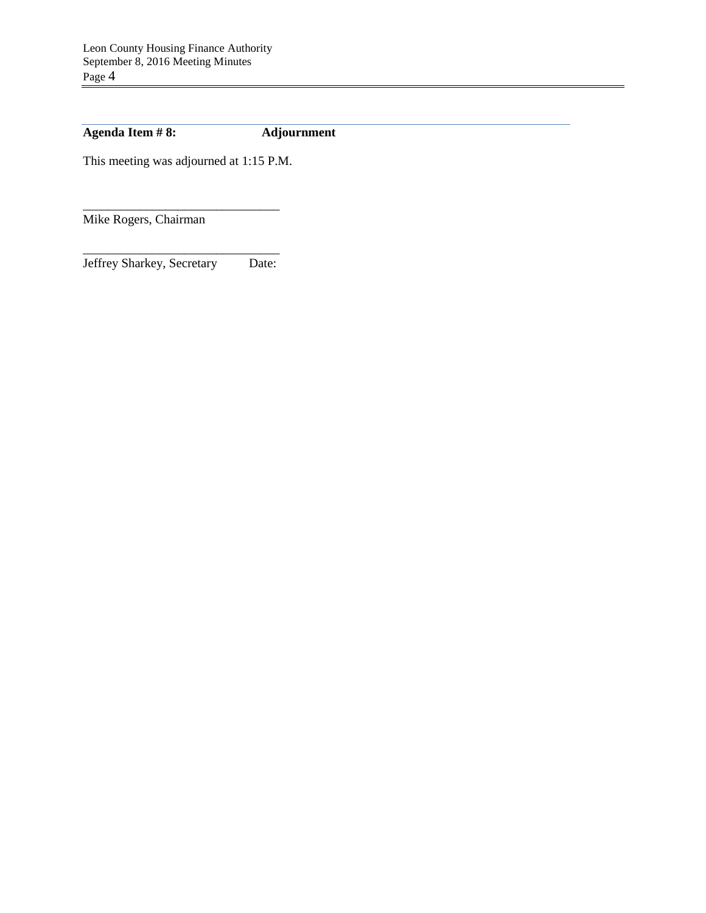**Agenda Item # 8: Adjournment**

This meeting was adjourned at 1:15 P.M.

_______________________________
Mike Rogers, Chairman

_______________________________
Jeffrey Sharkey, Secretary Date: